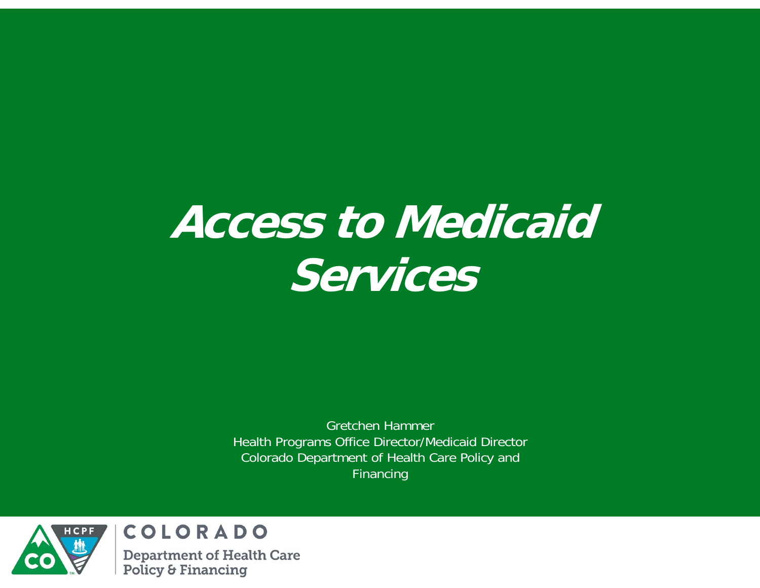# Access to Medicaid Services

Gretchen Hammer
Health Programs Office Director/Medicaid Director
Colorado Department of Health Care Policy and Financing

COLORADO
Department of Health Care Policy & Financing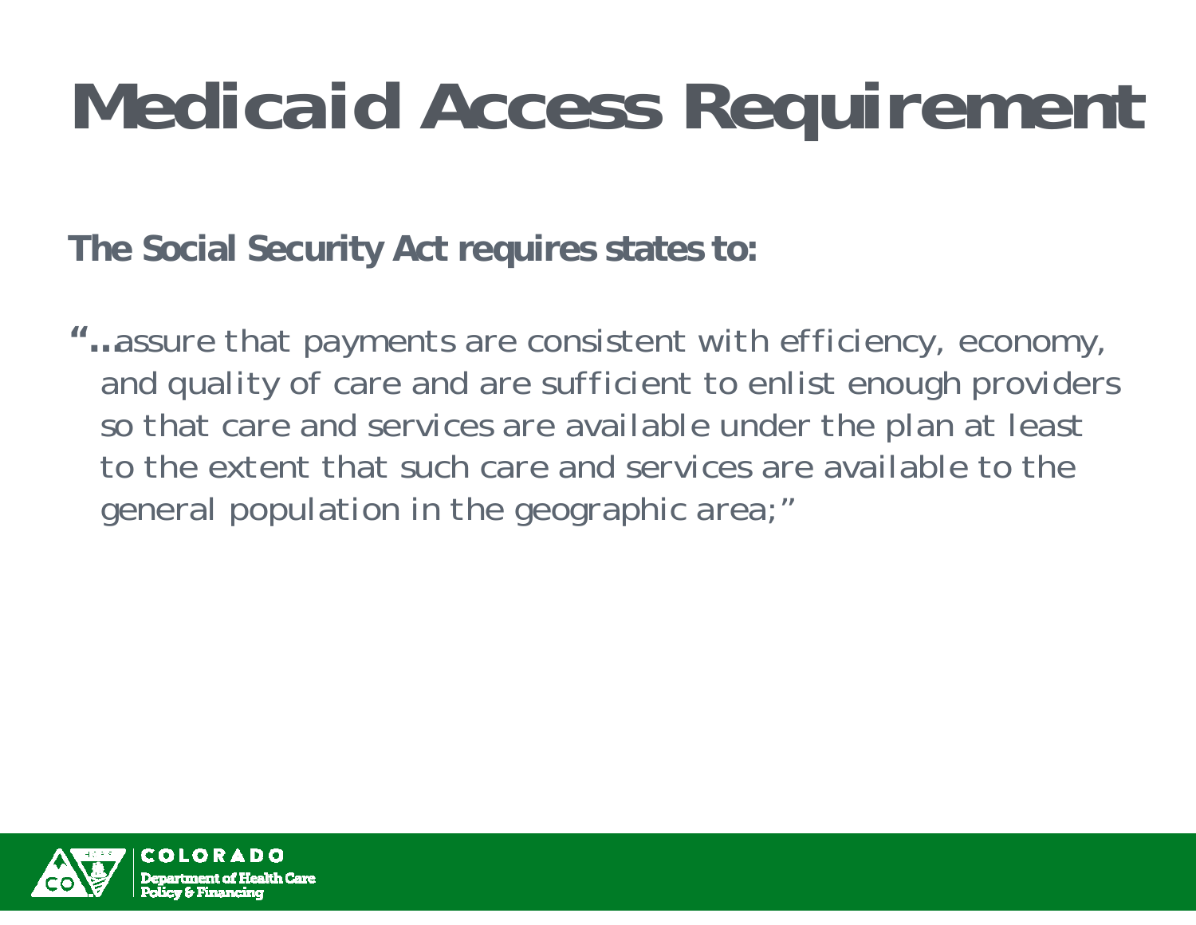# Medicaid Access Requirement

**The Social Security Act requires states to:**

**"…**assure that payments are consistent with efficiency, economy, and quality of care and are sufficient to enlist enough providers so that care and services are available under the plan at least to the extent that such care and services are available to the general population in the geographic area;"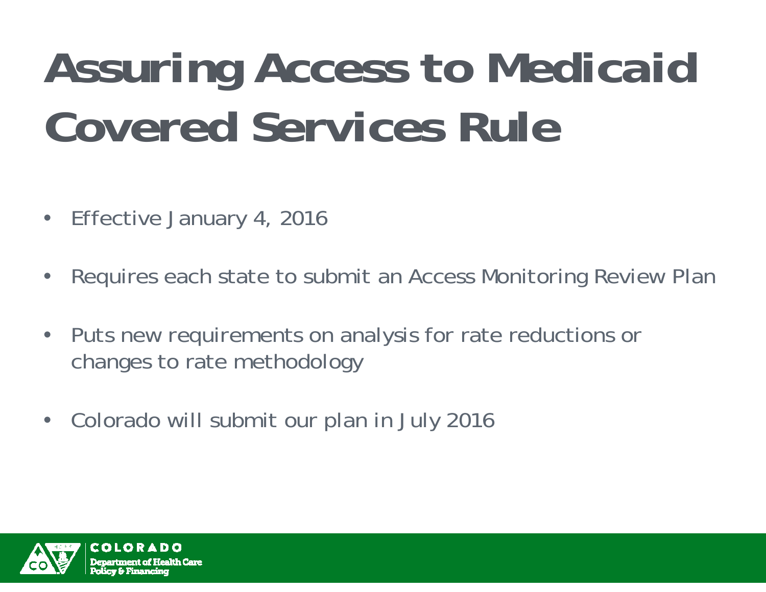# Assuring Access to Medicaid Covered Services Rule

- Effective January 4, 2016
- Requires each state to submit an Access Monitoring Review Plan
- Puts new requirements on analysis for rate reductions or changes to rate methodology
- Colorado will submit our plan in July 2016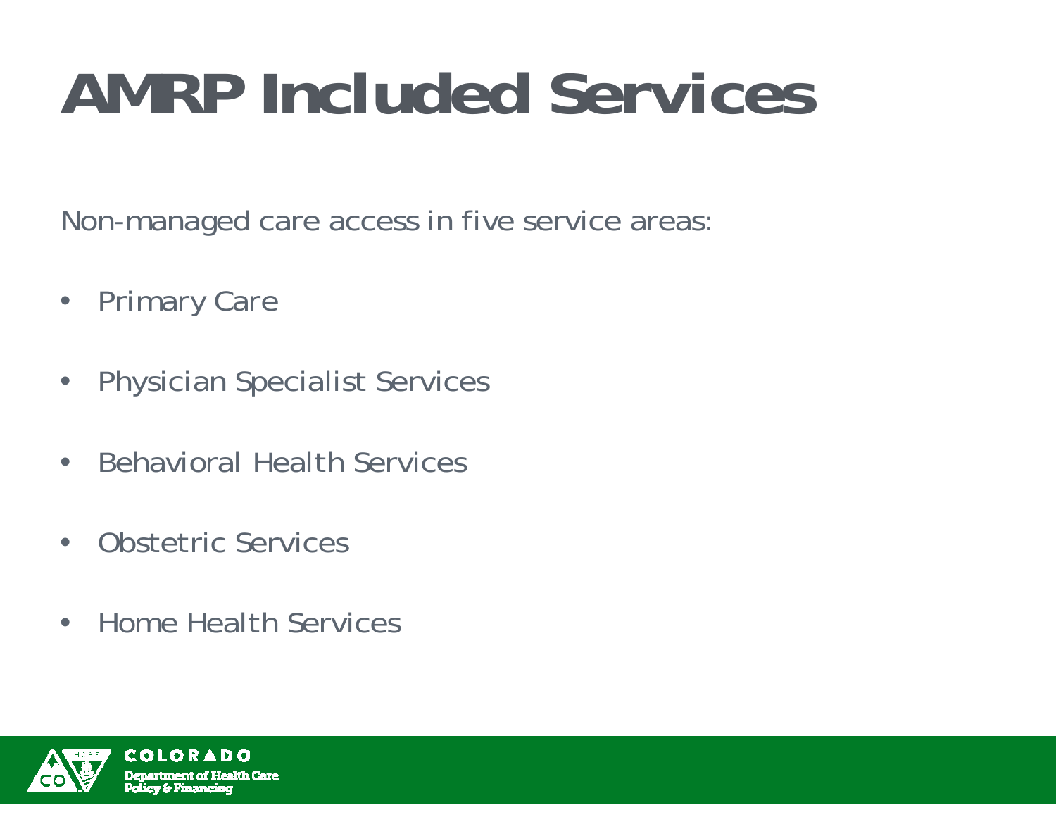# AMRP Included Services

Non-managed care access in five service areas:

- Primary Care
- Physician Specialist Services
- Behavioral Health Services
- Obstetric Services
- Home Health Services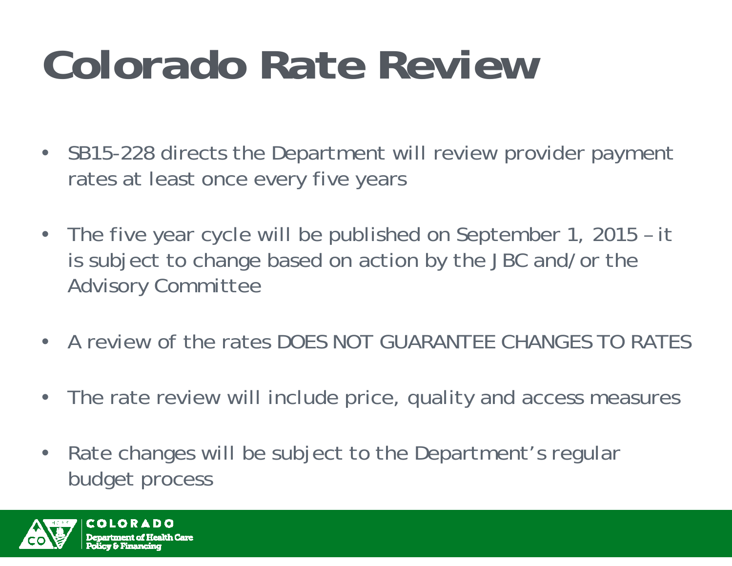# Colorado Rate Review

- SB15-228 directs the Department will review provider payment rates at least once every five years
- The five year cycle will be published on September 1, 2015 – it is subject to change based on action by the JBC and/or the Advisory Committee
- A review of the rates DOES NOT GUARANTEE CHANGES TO RATES
- The rate review will include price, quality and access measures
- Rate changes will be subject to the Department's regular budget process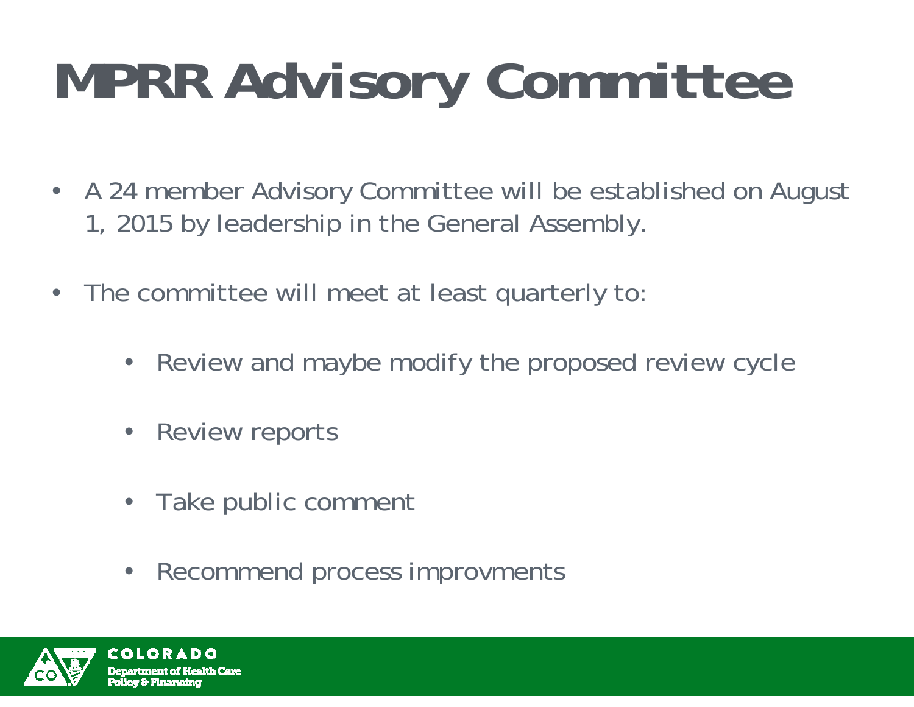# MPRR Advisory Committee

- A 24 member Advisory Committee will be established on August 1, 2015 by leadership in the General Assembly.
- The committee will meet at least quarterly to:
  - Review and maybe modify the proposed review cycle
  - Review reports
  - Take public comment
  - Recommend process improvments

COLORADO
Department of Health Care Policy & Financing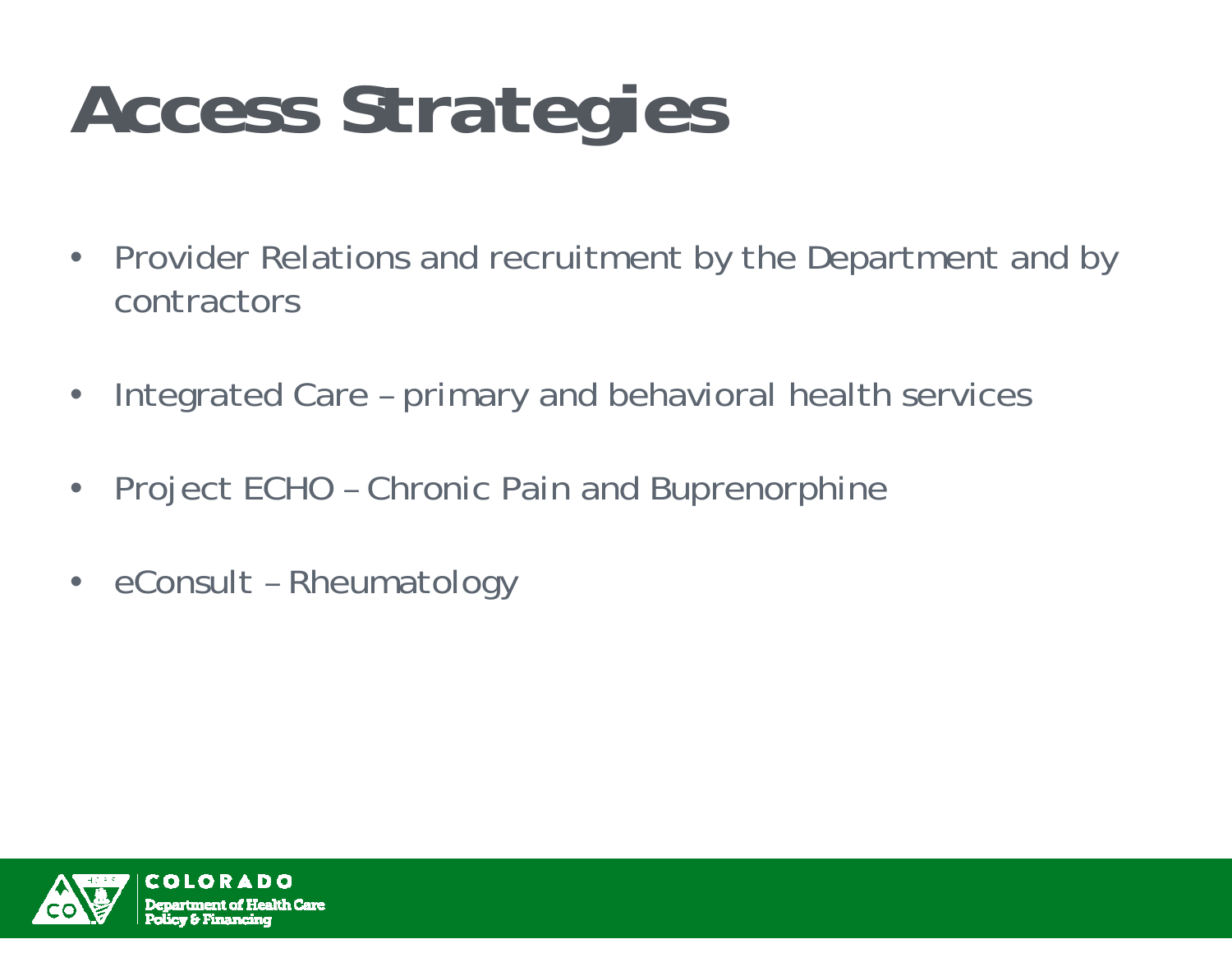# Access Strategies

- Provider Relations and recruitment by the Department and by contractors
- Integrated Care – primary and behavioral health services
- Project ECHO – Chronic Pain and Buprenorphine
- eConsult – Rheumatology